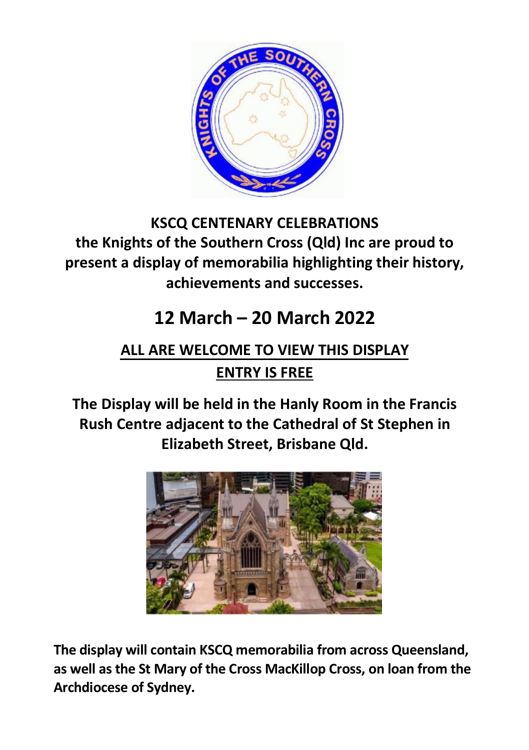**KSCQ CENTENARY CELEBRATIONS**
**the Knights of the Southern Cross (Qld) Inc are proud to present a display of memorabilia highlighting their history, achievements and successes.**

# 12 March – 20 March 2022

**ALL ARE WELCOME TO VIEW THIS DISPLAY**

**ENTRY IS FREE**

**The Display will be held in the Hanly Room in the Francis Rush Centre adjacent to the Cathedral of St Stephen in Elizabeth Street, Brisbane Qld.**

**The display will contain KSCQ memorabilia from across Queensland, as well as the St Mary of the Cross MacKillop Cross, on loan from the Archdiocese of Sydney.**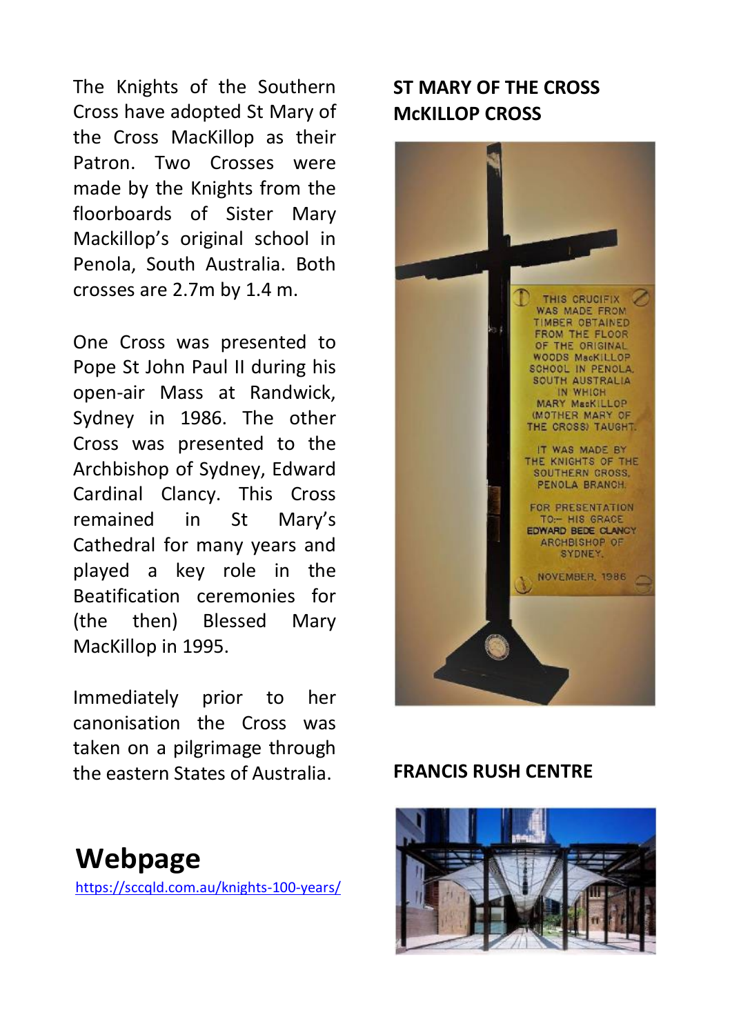The Knights of the Southern Cross have adopted St Mary of the Cross MacKillop as their Patron. Two Crosses were made by the Knights from the floorboards of Sister Mary Mackillop's original school in Penola, South Australia. Both crosses are 2.7m by 1.4 m.

One Cross was presented to Pope St John Paul II during his open-air Mass at Randwick, Sydney in 1986. The other Cross was presented to the Archbishop of Sydney, Edward Cardinal Clancy. This Cross remained in St Mary's Cathedral for many years and played a key role in the Beatification ceremonies for (the then) Blessed Mary MacKillop in 1995.

Immediately prior to her canonisation the Cross was taken on a pilgrimage through the eastern States of Australia.

# Webpage

[https://sccqld.com.au/knights-100-years/](https://sccqld.com.au/knights-100-years/)

**ST MARY OF THE CROSS McKILLOP CROSS**

**FRANCIS RUSH CENTRE**